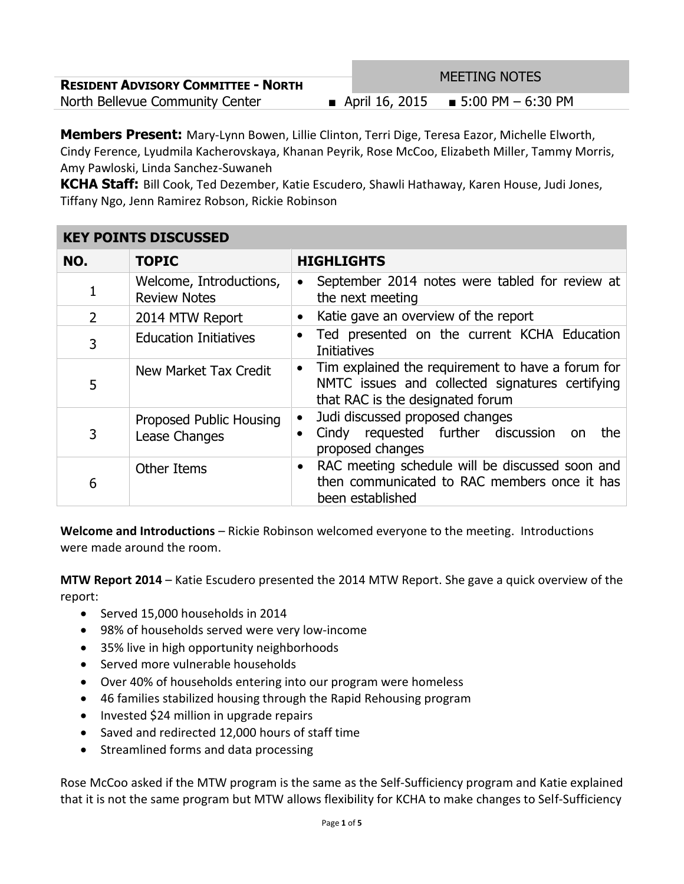**RESIDENT ADVISORY COMMITTEE - NORTH**

North Bellevue Community Center

MEETING NOTES

■ April 16, 2015 ■ 5:00 PM – 6:30 PM

**Members Present:** Mary-Lynn Bowen, Lillie Clinton, Terri Dige, Teresa Eazor, Michelle Elworth, Cindy Ference, Lyudmila Kacherovskaya, Khanan Peyrik, Rose McCoo, Elizabeth Miller, Tammy Morris, Amy Pawloski, Linda Sanchez-Suwaneh

**KCHA Staff:** Bill Cook, Ted Dezember, Katie Escudero, Shawli Hathaway, Karen House, Judi Jones, Tiffany Ngo, Jenn Ramirez Robson, Rickie Robinson

**KEY POINTS DISCUSSED**

| NO. | TOPIC | HIGHLIGHTS |
|---|---|---|
| 1 | Welcome, Introductions, Review Notes | • September 2014 notes were tabled for review at the next meeting |
| 2 | 2014 MTW Report | • Katie gave an overview of the report |
| 3 | Education Initiatives | • Ted presented on the current KCHA Education Initiatives |
| 5 | New Market Tax Credit | • Tim explained the requirement to have a forum for NMTC issues and collected signatures certifying that RAC is the designated forum |
| 3 | Proposed Public Housing Lease Changes | • Judi discussed proposed changes<br>• Cindy requested further discussion on the proposed changes |
| 6 | Other Items | • RAC meeting schedule will be discussed soon and then communicated to RAC members once it has been established |

**Welcome and Introductions** – Rickie Robinson welcomed everyone to the meeting. Introductions were made around the room.

**MTW Report 2014** – Katie Escudero presented the 2014 MTW Report. She gave a quick overview of the report:

- Served 15,000 households in 2014
- 98% of households served were very low-income
- 35% live in high opportunity neighborhoods
- Served more vulnerable households
- Over 40% of households entering into our program were homeless
- 46 families stabilized housing through the Rapid Rehousing program
- Invested $24 million in upgrade repairs
- Saved and redirected 12,000 hours of staff time
- Streamlined forms and data processing

Rose McCoo asked if the MTW program is the same as the Self-Sufficiency program and Katie explained that it is not the same program but MTW allows flexibility for KCHA to make changes to Self-Sufficiency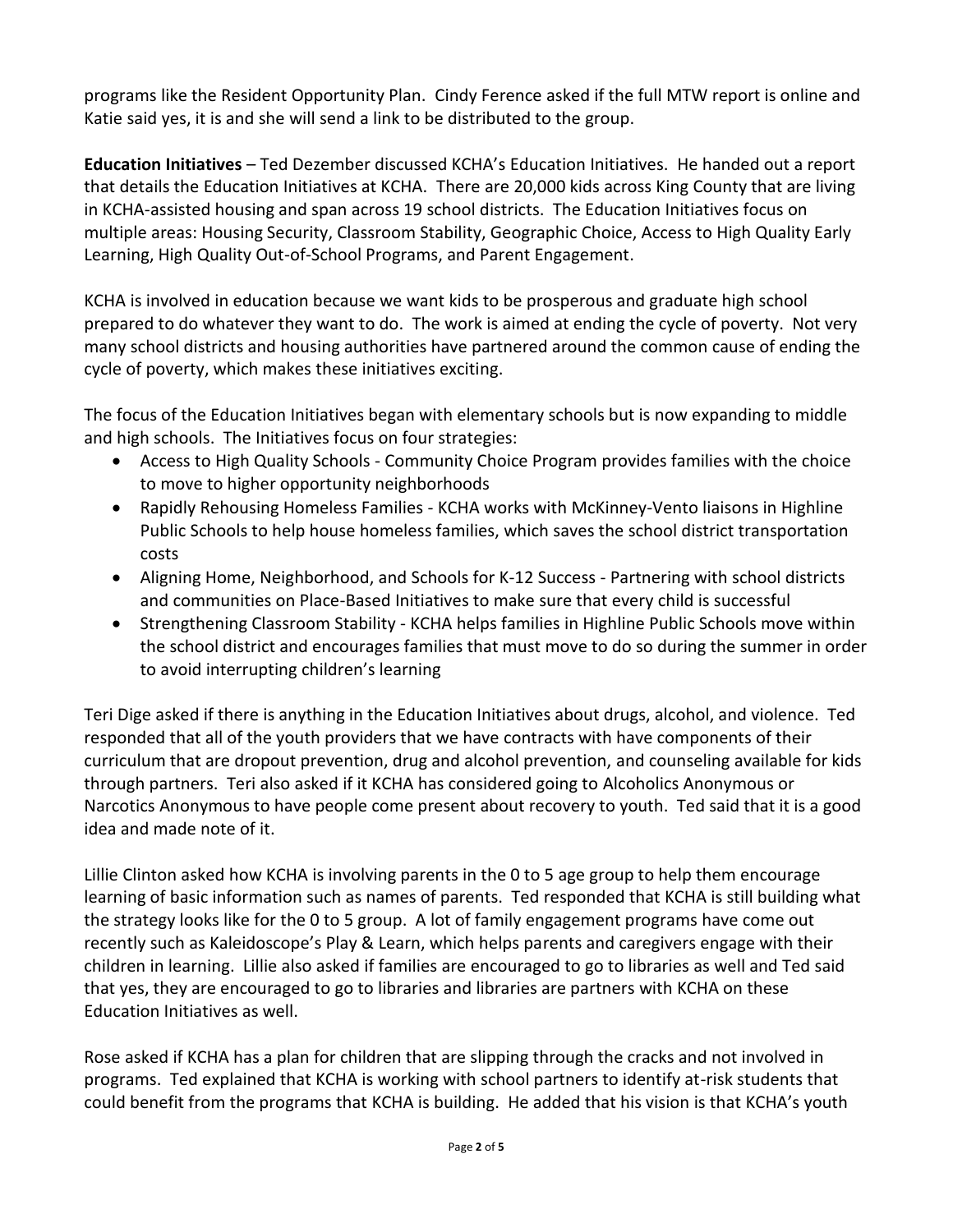programs like the Resident Opportunity Plan. Cindy Ference asked if the full MTW report is online and Katie said yes, it is and she will send a link to be distributed to the group.

**Education Initiatives** – Ted Dezember discussed KCHA's Education Initiatives. He handed out a report that details the Education Initiatives at KCHA. There are 20,000 kids across King County that are living in KCHA-assisted housing and span across 19 school districts. The Education Initiatives focus on multiple areas: Housing Security, Classroom Stability, Geographic Choice, Access to High Quality Early Learning, High Quality Out-of-School Programs, and Parent Engagement.

KCHA is involved in education because we want kids to be prosperous and graduate high school prepared to do whatever they want to do. The work is aimed at ending the cycle of poverty. Not very many school districts and housing authorities have partnered around the common cause of ending the cycle of poverty, which makes these initiatives exciting.

The focus of the Education Initiatives began with elementary schools but is now expanding to middle and high schools. The Initiatives focus on four strategies:

- Access to High Quality Schools - Community Choice Program provides families with the choice to move to higher opportunity neighborhoods
- Rapidly Rehousing Homeless Families - KCHA works with McKinney-Vento liaisons in Highline Public Schools to help house homeless families, which saves the school district transportation costs
- Aligning Home, Neighborhood, and Schools for K-12 Success - Partnering with school districts and communities on Place-Based Initiatives to make sure that every child is successful
- Strengthening Classroom Stability - KCHA helps families in Highline Public Schools move within the school district and encourages families that must move to do so during the summer in order to avoid interrupting children's learning

Teri Dige asked if there is anything in the Education Initiatives about drugs, alcohol, and violence. Ted responded that all of the youth providers that we have contracts with have components of their curriculum that are dropout prevention, drug and alcohol prevention, and counseling available for kids through partners. Teri also asked if it KCHA has considered going to Alcoholics Anonymous or Narcotics Anonymous to have people come present about recovery to youth. Ted said that it is a good idea and made note of it.

Lillie Clinton asked how KCHA is involving parents in the 0 to 5 age group to help them encourage learning of basic information such as names of parents. Ted responded that KCHA is still building what the strategy looks like for the 0 to 5 group. A lot of family engagement programs have come out recently such as Kaleidoscope's Play & Learn, which helps parents and caregivers engage with their children in learning. Lillie also asked if families are encouraged to go to libraries as well and Ted said that yes, they are encouraged to go to libraries and libraries are partners with KCHA on these Education Initiatives as well.

Rose asked if KCHA has a plan for children that are slipping through the cracks and not involved in programs. Ted explained that KCHA is working with school partners to identify at-risk students that could benefit from the programs that KCHA is building. He added that his vision is that KCHA's youth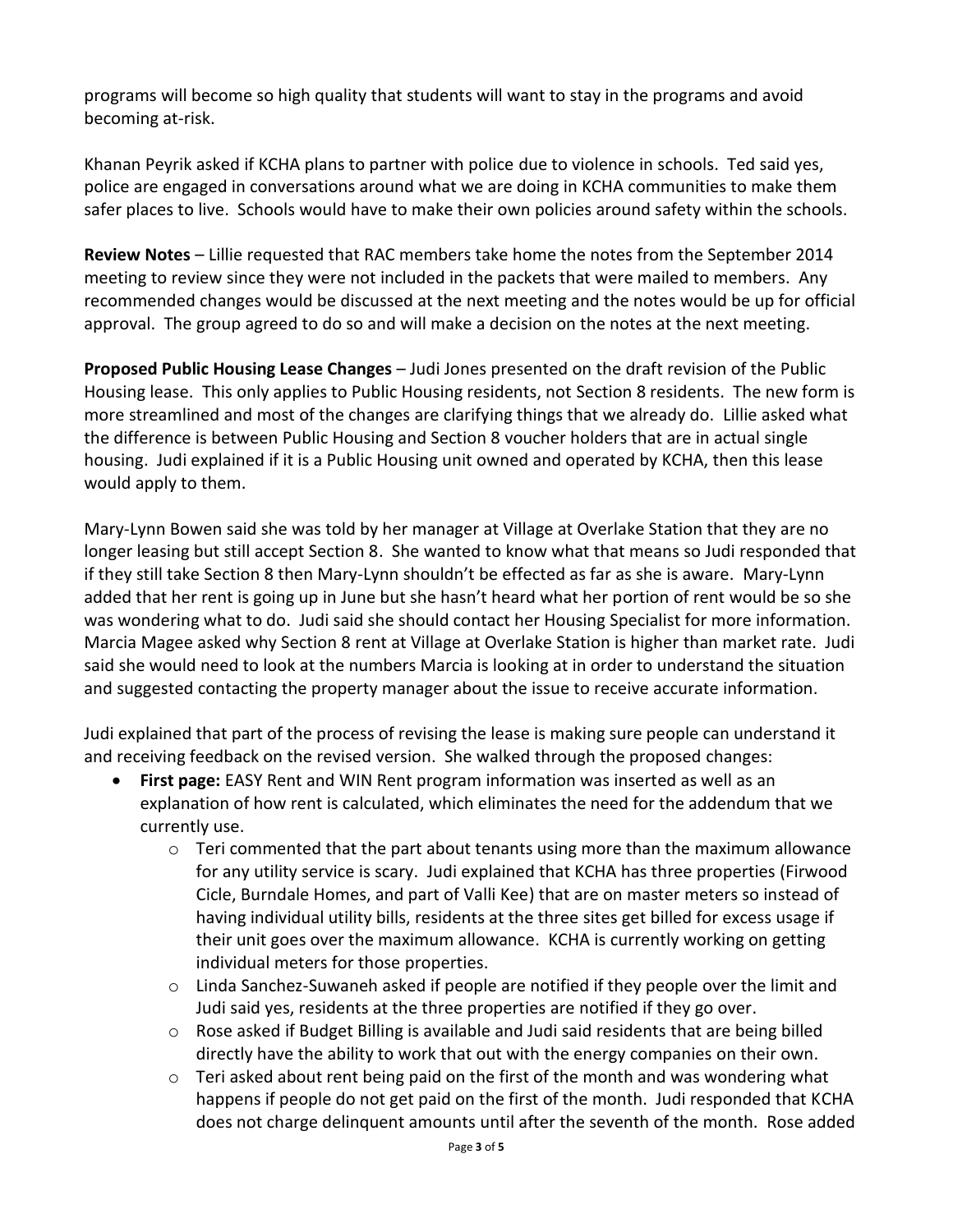programs will become so high quality that students will want to stay in the programs and avoid becoming at-risk.

Khanan Peyrik asked if KCHA plans to partner with police due to violence in schools. Ted said yes, police are engaged in conversations around what we are doing in KCHA communities to make them safer places to live. Schools would have to make their own policies around safety within the schools.

**Review Notes** – Lillie requested that RAC members take home the notes from the September 2014 meeting to review since they were not included in the packets that were mailed to members. Any recommended changes would be discussed at the next meeting and the notes would be up for official approval. The group agreed to do so and will make a decision on the notes at the next meeting.

**Proposed Public Housing Lease Changes** – Judi Jones presented on the draft revision of the Public Housing lease. This only applies to Public Housing residents, not Section 8 residents. The new form is more streamlined and most of the changes are clarifying things that we already do. Lillie asked what the difference is between Public Housing and Section 8 voucher holders that are in actual single housing. Judi explained if it is a Public Housing unit owned and operated by KCHA, then this lease would apply to them.

Mary-Lynn Bowen said she was told by her manager at Village at Overlake Station that they are no longer leasing but still accept Section 8. She wanted to know what that means so Judi responded that if they still take Section 8 then Mary-Lynn shouldn't be effected as far as she is aware. Mary-Lynn added that her rent is going up in June but she hasn't heard what her portion of rent would be so she was wondering what to do. Judi said she should contact her Housing Specialist for more information. Marcia Magee asked why Section 8 rent at Village at Overlake Station is higher than market rate. Judi said she would need to look at the numbers Marcia is looking at in order to understand the situation and suggested contacting the property manager about the issue to receive accurate information.

Judi explained that part of the process of revising the lease is making sure people can understand it and receiving feedback on the revised version. She walked through the proposed changes:

- **First page:** EASY Rent and WIN Rent program information was inserted as well as an explanation of how rent is calculated, which eliminates the need for the addendum that we currently use.
  - Teri commented that the part about tenants using more than the maximum allowance for any utility service is scary. Judi explained that KCHA has three properties (Firwood Cicle, Burndale Homes, and part of Valli Kee) that are on master meters so instead of having individual utility bills, residents at the three sites get billed for excess usage if their unit goes over the maximum allowance. KCHA is currently working on getting individual meters for those properties.
  - Linda Sanchez-Suwaneh asked if people are notified if they people over the limit and Judi said yes, residents at the three properties are notified if they go over.
  - Rose asked if Budget Billing is available and Judi said residents that are being billed directly have the ability to work that out with the energy companies on their own.
  - Teri asked about rent being paid on the first of the month and was wondering what happens if people do not get paid on the first of the month. Judi responded that KCHA does not charge delinquent amounts until after the seventh of the month. Rose added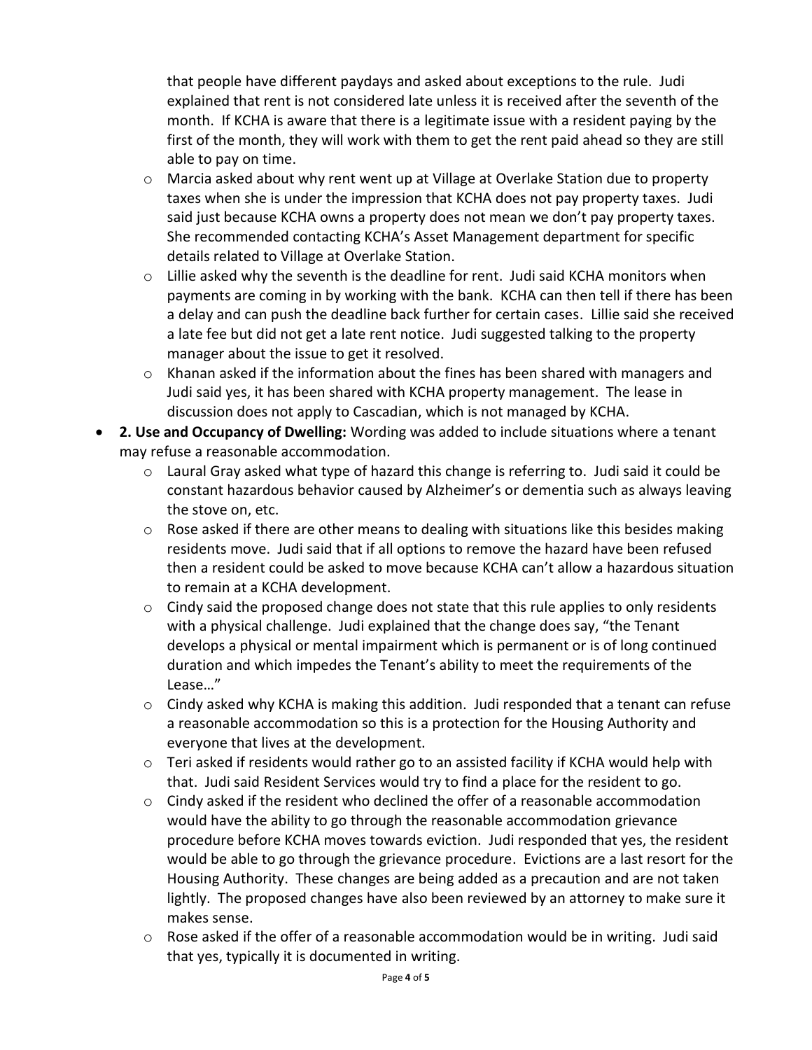that people have different paydays and asked about exceptions to the rule. Judi explained that rent is not considered late unless it is received after the seventh of the month. If KCHA is aware that there is a legitimate issue with a resident paying by the first of the month, they will work with them to get the rent paid ahead so they are still able to pay on time.

  - Marcia asked about why rent went up at Village at Overlake Station due to property taxes when she is under the impression that KCHA does not pay property taxes. Judi said just because KCHA owns a property does not mean we don't pay property taxes. She recommended contacting KCHA's Asset Management department for specific details related to Village at Overlake Station.
  - Lillie asked why the seventh is the deadline for rent. Judi said KCHA monitors when payments are coming in by working with the bank. KCHA can then tell if there has been a delay and can push the deadline back further for certain cases. Lillie said she received a late fee but did not get a late rent notice. Judi suggested talking to the property manager about the issue to get it resolved.
  - Khanan asked if the information about the fines has been shared with managers and Judi said yes, it has been shared with KCHA property management. The lease in discussion does not apply to Cascadian, which is not managed by KCHA.
- **2. Use and Occupancy of Dwelling:** Wording was added to include situations where a tenant may refuse a reasonable accommodation.
  - Laural Gray asked what type of hazard this change is referring to. Judi said it could be constant hazardous behavior caused by Alzheimer's or dementia such as always leaving the stove on, etc.
  - Rose asked if there are other means to dealing with situations like this besides making residents move. Judi said that if all options to remove the hazard have been refused then a resident could be asked to move because KCHA can't allow a hazardous situation to remain at a KCHA development.
  - Cindy said the proposed change does not state that this rule applies to only residents with a physical challenge. Judi explained that the change does say, "the Tenant develops a physical or mental impairment which is permanent or is of long continued duration and which impedes the Tenant's ability to meet the requirements of the Lease…"
  - Cindy asked why KCHA is making this addition. Judi responded that a tenant can refuse a reasonable accommodation so this is a protection for the Housing Authority and everyone that lives at the development.
  - Teri asked if residents would rather go to an assisted facility if KCHA would help with that. Judi said Resident Services would try to find a place for the resident to go.
  - Cindy asked if the resident who declined the offer of a reasonable accommodation would have the ability to go through the reasonable accommodation grievance procedure before KCHA moves towards eviction. Judi responded that yes, the resident would be able to go through the grievance procedure. Evictions are a last resort for the Housing Authority. These changes are being added as a precaution and are not taken lightly. The proposed changes have also been reviewed by an attorney to make sure it makes sense.
  - Rose asked if the offer of a reasonable accommodation would be in writing. Judi said that yes, typically it is documented in writing.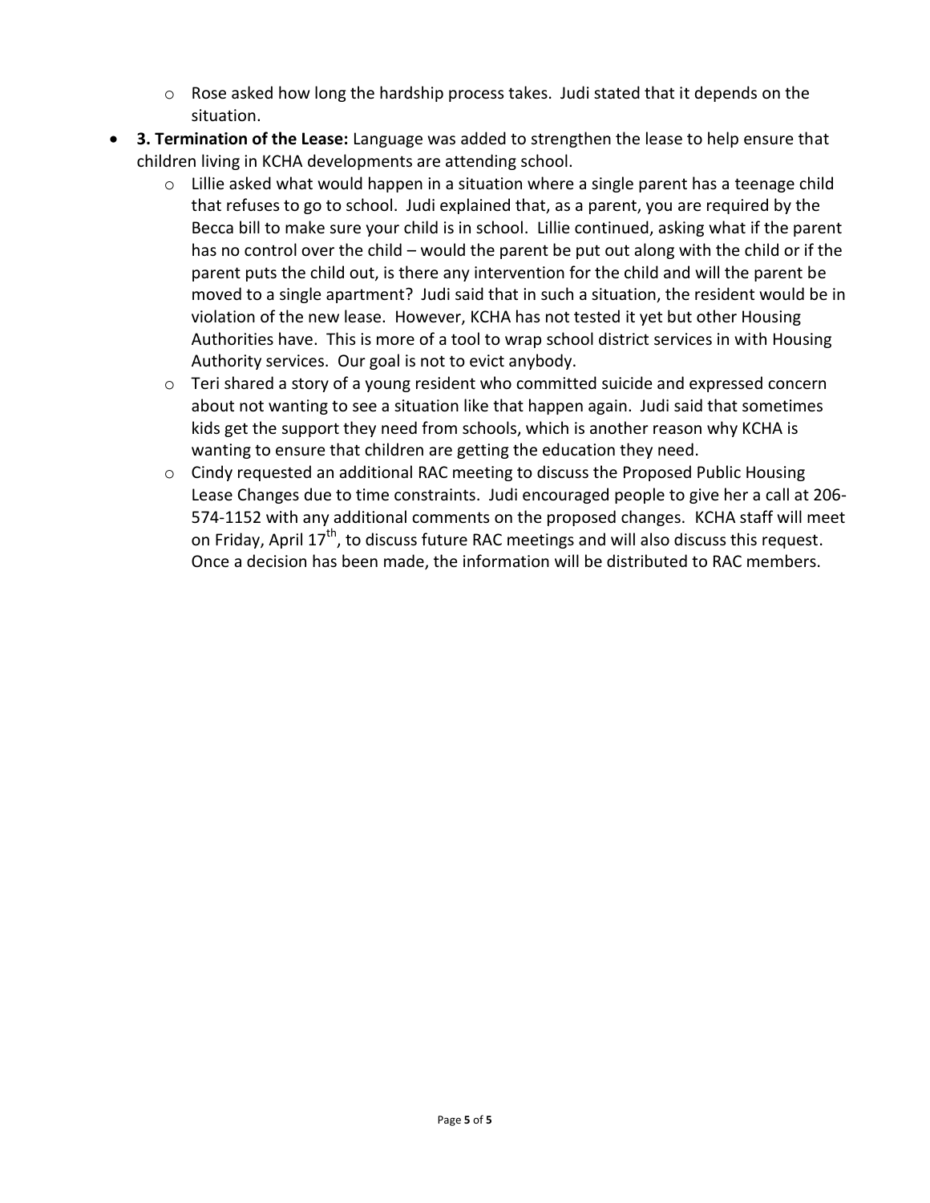- Rose asked how long the hardship process takes. Judi stated that it depends on the situation.
- **3. Termination of the Lease:** Language was added to strengthen the lease to help ensure that children living in KCHA developments are attending school.
  - Lillie asked what would happen in a situation where a single parent has a teenage child that refuses to go to school. Judi explained that, as a parent, you are required by the Becca bill to make sure your child is in school. Lillie continued, asking what if the parent has no control over the child – would the parent be put out along with the child or if the parent puts the child out, is there any intervention for the child and will the parent be moved to a single apartment? Judi said that in such a situation, the resident would be in violation of the new lease. However, KCHA has not tested it yet but other Housing Authorities have. This is more of a tool to wrap school district services in with Housing Authority services. Our goal is not to evict anybody.
  - Teri shared a story of a young resident who committed suicide and expressed concern about not wanting to see a situation like that happen again. Judi said that sometimes kids get the support they need from schools, which is another reason why KCHA is wanting to ensure that children are getting the education they need.
  - Cindy requested an additional RAC meeting to discuss the Proposed Public Housing Lease Changes due to time constraints. Judi encouraged people to give her a call at 206-574-1152 with any additional comments on the proposed changes. KCHA staff will meet on Friday, April 17th, to discuss future RAC meetings and will also discuss this request. Once a decision has been made, the information will be distributed to RAC members.